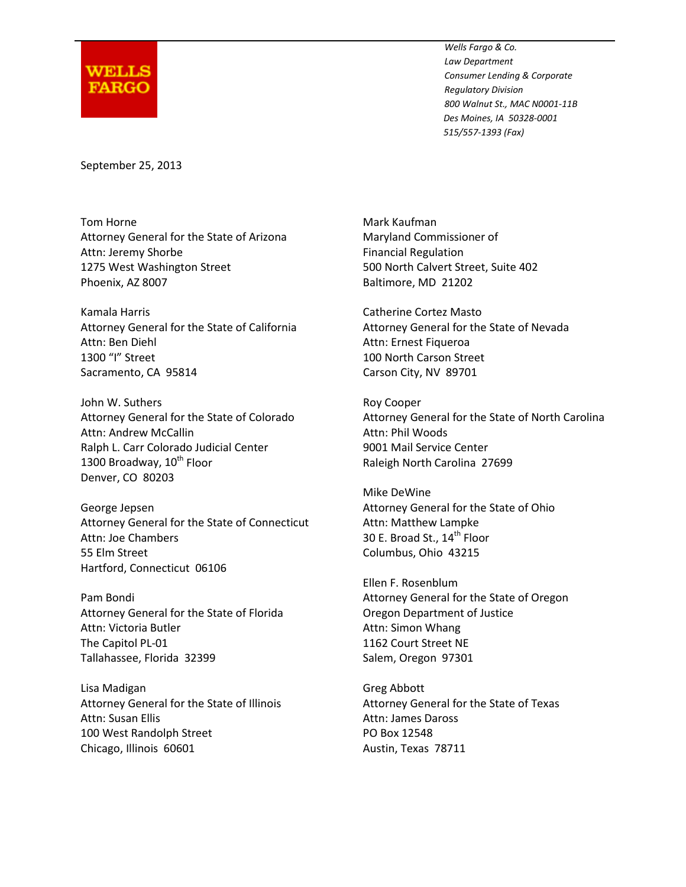WELLS FARGO

*Wells Fargo & Co.*
*Law Department*
*Consumer Lending & Corporate Regulatory Division*
*800 Walnut St., MAC N0001-11B*
*Des Moines, IA 50328-0001*
*515/557-1393 (Fax)*

September 25, 2013

Tom Horne
Attorney General for the State of Arizona
Attn: Jeremy Shorbe
1275 West Washington Street
Phoenix, AZ 8007

Kamala Harris
Attorney General for the State of California
Attn: Ben Diehl
1300 "I" Street
Sacramento, CA 95814

John W. Suthers
Attorney General for the State of Colorado
Attn: Andrew McCallin
Ralph L. Carr Colorado Judicial Center
1300 Broadway, 10th Floor
Denver, CO 80203

George Jepsen
Attorney General for the State of Connecticut
Attn: Joe Chambers
55 Elm Street
Hartford, Connecticut 06106

Pam Bondi
Attorney General for the State of Florida
Attn: Victoria Butler
The Capitol PL-01
Tallahassee, Florida 32399

Lisa Madigan
Attorney General for the State of Illinois
Attn: Susan Ellis
100 West Randolph Street
Chicago, Illinois 60601

Mark Kaufman
Maryland Commissioner of
Financial Regulation
500 North Calvert Street, Suite 402
Baltimore, MD 21202

Catherine Cortez Masto
Attorney General for the State of Nevada
Attn: Ernest Fiqueroa
100 North Carson Street
Carson City, NV 89701

Roy Cooper
Attorney General for the State of North Carolina
Attn: Phil Woods
9001 Mail Service Center
Raleigh North Carolina 27699

Mike DeWine
Attorney General for the State of Ohio
Attn: Matthew Lampke
30 E. Broad St., 14th Floor
Columbus, Ohio 43215

Ellen F. Rosenblum
Attorney General for the State of Oregon
Oregon Department of Justice
Attn: Simon Whang
1162 Court Street NE
Salem, Oregon 97301

Greg Abbott
Attorney General for the State of Texas
Attn: James Daross
PO Box 12548
Austin, Texas 78711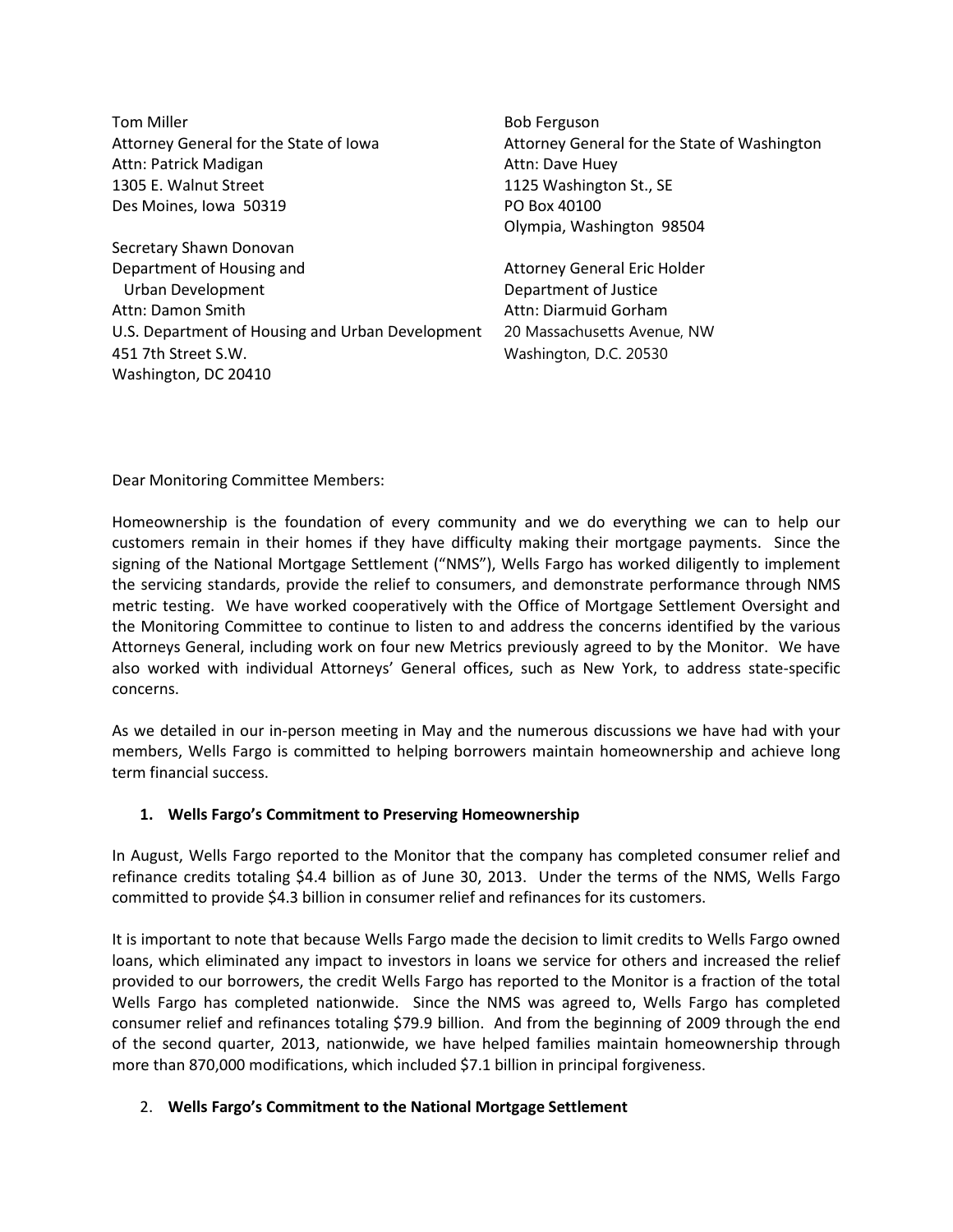Tom Miller
Attorney General for the State of Iowa
Attn: Patrick Madigan
1305 E. Walnut Street
Des Moines, Iowa 50319

Bob Ferguson
Attorney General for the State of Washington
Attn: Dave Huey
1125 Washington St., SE
PO Box 40100
Olympia, Washington 98504

Secretary Shawn Donovan
Department of Housing and
Urban Development
Attn: Damon Smith
U.S. Department of Housing and Urban Development
451 7th Street S.W.
Washington, DC 20410

Attorney General Eric Holder
Department of Justice
Attn: Diarmuid Gorham
20 Massachusetts Avenue, NW
Washington, D.C. 20530

Dear Monitoring Committee Members:

Homeownership is the foundation of every community and we do everything we can to help our customers remain in their homes if they have difficulty making their mortgage payments. Since the signing of the National Mortgage Settlement ("NMS"), Wells Fargo has worked diligently to implement the servicing standards, provide the relief to consumers, and demonstrate performance through NMS metric testing. We have worked cooperatively with the Office of Mortgage Settlement Oversight and the Monitoring Committee to continue to listen to and address the concerns identified by the various Attorneys General, including work on four new Metrics previously agreed to by the Monitor. We have also worked with individual Attorneys' General offices, such as New York, to address state-specific concerns.

As we detailed in our in-person meeting in May and the numerous discussions we have had with your members, Wells Fargo is committed to helping borrowers maintain homeownership and achieve long term financial success.

1. **Wells Fargo's Commitment to Preserving Homeownership**

In August, Wells Fargo reported to the Monitor that the company has completed consumer relief and refinance credits totaling $4.4 billion as of June 30, 2013. Under the terms of the NMS, Wells Fargo committed to provide $4.3 billion in consumer relief and refinances for its customers.

It is important to note that because Wells Fargo made the decision to limit credits to Wells Fargo owned loans, which eliminated any impact to investors in loans we service for others and increased the relief provided to our borrowers, the credit Wells Fargo has reported to the Monitor is a fraction of the total Wells Fargo has completed nationwide. Since the NMS was agreed to, Wells Fargo has completed consumer relief and refinances totaling $79.9 billion. And from the beginning of 2009 through the end of the second quarter, 2013, nationwide, we have helped families maintain homeownership through more than 870,000 modifications, which included $7.1 billion in principal forgiveness.

2. **Wells Fargo's Commitment to the National Mortgage Settlement**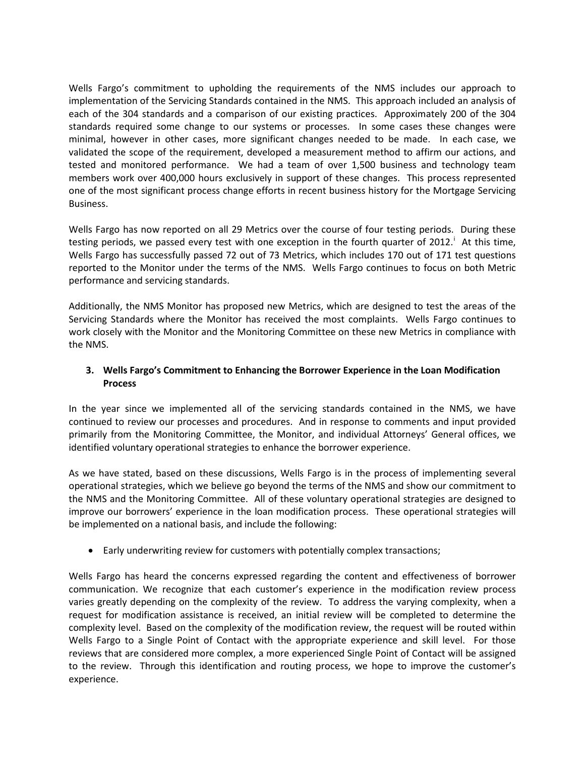Wells Fargo's commitment to upholding the requirements of the NMS includes our approach to implementation of the Servicing Standards contained in the NMS. This approach included an analysis of each of the 304 standards and a comparison of our existing practices. Approximately 200 of the 304 standards required some change to our systems or processes. In some cases these changes were minimal, however in other cases, more significant changes needed to be made. In each case, we validated the scope of the requirement, developed a measurement method to affirm our actions, and tested and monitored performance. We had a team of over 1,500 business and technology team members work over 400,000 hours exclusively in support of these changes. This process represented one of the most significant process change efforts in recent business history for the Mortgage Servicing Business.

Wells Fargo has now reported on all 29 Metrics over the course of four testing periods. During these testing periods, we passed every test with one exception in the fourth quarter of 2012.[i] At this time, Wells Fargo has successfully passed 72 out of 73 Metrics, which includes 170 out of 171 test questions reported to the Monitor under the terms of the NMS. Wells Fargo continues to focus on both Metric performance and servicing standards.

Additionally, the NMS Monitor has proposed new Metrics, which are designed to test the areas of the Servicing Standards where the Monitor has received the most complaints. Wells Fargo continues to work closely with the Monitor and the Monitoring Committee on these new Metrics in compliance with the NMS.

### 3. Wells Fargo's Commitment to Enhancing the Borrower Experience in the Loan Modification Process

In the year since we implemented all of the servicing standards contained in the NMS, we have continued to review our processes and procedures. And in response to comments and input provided primarily from the Monitoring Committee, the Monitor, and individual Attorneys' General offices, we identified voluntary operational strategies to enhance the borrower experience.

As we have stated, based on these discussions, Wells Fargo is in the process of implementing several operational strategies, which we believe go beyond the terms of the NMS and show our commitment to the NMS and the Monitoring Committee. All of these voluntary operational strategies are designed to improve our borrowers' experience in the loan modification process. These operational strategies will be implemented on a national basis, and include the following:

- Early underwriting review for customers with potentially complex transactions;

Wells Fargo has heard the concerns expressed regarding the content and effectiveness of borrower communication. We recognize that each customer's experience in the modification review process varies greatly depending on the complexity of the review. To address the varying complexity, when a request for modification assistance is received, an initial review will be completed to determine the complexity level. Based on the complexity of the modification review, the request will be routed within Wells Fargo to a Single Point of Contact with the appropriate experience and skill level. For those reviews that are considered more complex, a more experienced Single Point of Contact will be assigned to the review. Through this identification and routing process, we hope to improve the customer's experience.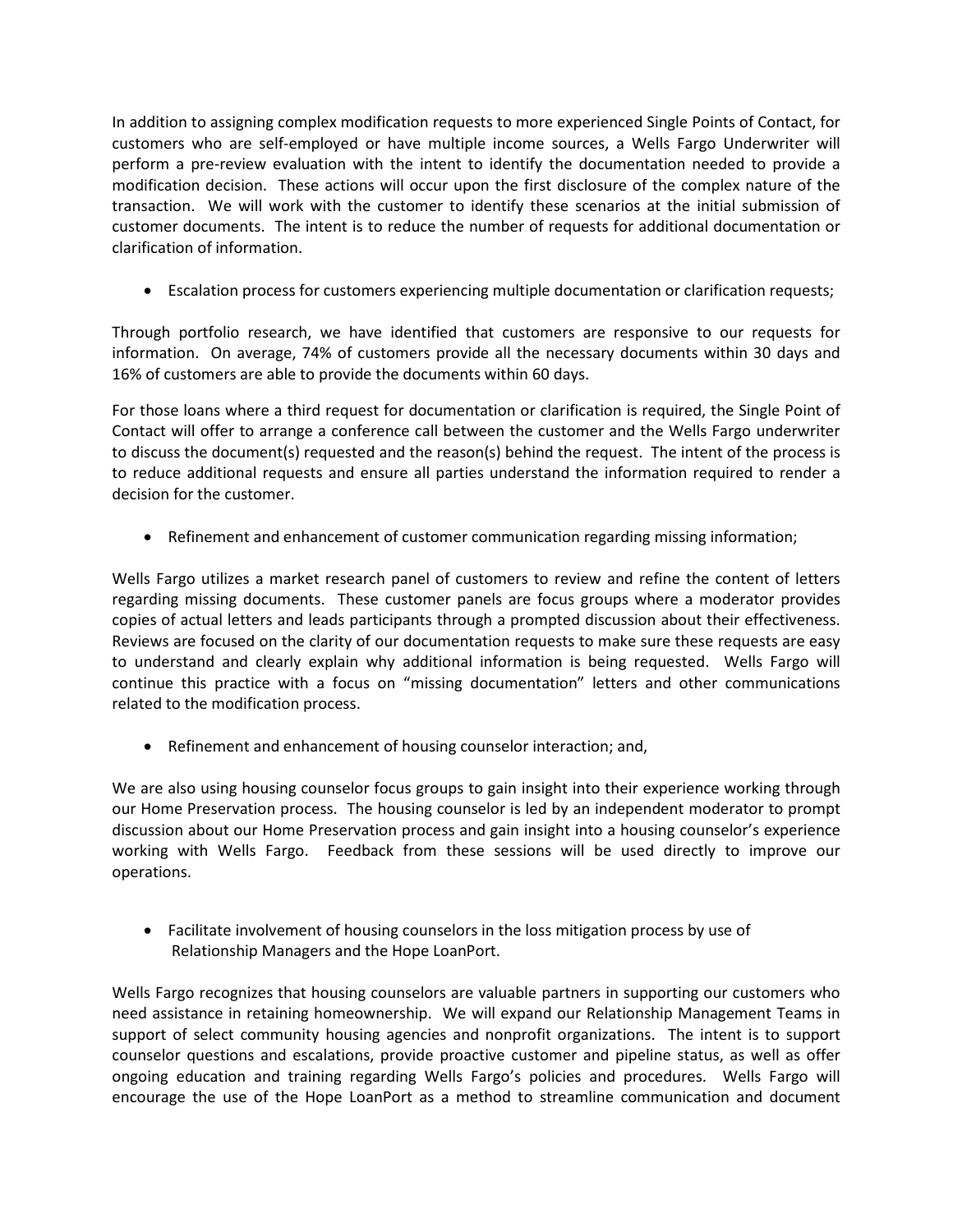In addition to assigning complex modification requests to more experienced Single Points of Contact, for customers who are self-employed or have multiple income sources, a Wells Fargo Underwriter will perform a pre-review evaluation with the intent to identify the documentation needed to provide a modification decision. These actions will occur upon the first disclosure of the complex nature of the transaction. We will work with the customer to identify these scenarios at the initial submission of customer documents. The intent is to reduce the number of requests for additional documentation or clarification of information.

- Escalation process for customers experiencing multiple documentation or clarification requests;

Through portfolio research, we have identified that customers are responsive to our requests for information. On average, 74% of customers provide all the necessary documents within 30 days and 16% of customers are able to provide the documents within 60 days.

For those loans where a third request for documentation or clarification is required, the Single Point of Contact will offer to arrange a conference call between the customer and the Wells Fargo underwriter to discuss the document(s) requested and the reason(s) behind the request. The intent of the process is to reduce additional requests and ensure all parties understand the information required to render a decision for the customer.

- Refinement and enhancement of customer communication regarding missing information;

Wells Fargo utilizes a market research panel of customers to review and refine the content of letters regarding missing documents. These customer panels are focus groups where a moderator provides copies of actual letters and leads participants through a prompted discussion about their effectiveness. Reviews are focused on the clarity of our documentation requests to make sure these requests are easy to understand and clearly explain why additional information is being requested. Wells Fargo will continue this practice with a focus on "missing documentation" letters and other communications related to the modification process.

- Refinement and enhancement of housing counselor interaction; and,

We are also using housing counselor focus groups to gain insight into their experience working through our Home Preservation process. The housing counselor is led by an independent moderator to prompt discussion about our Home Preservation process and gain insight into a housing counselor's experience working with Wells Fargo. Feedback from these sessions will be used directly to improve our operations.

- Facilitate involvement of housing counselors in the loss mitigation process by use of Relationship Managers and the Hope LoanPort.

Wells Fargo recognizes that housing counselors are valuable partners in supporting our customers who need assistance in retaining homeownership. We will expand our Relationship Management Teams in support of select community housing agencies and nonprofit organizations. The intent is to support counselor questions and escalations, provide proactive customer and pipeline status, as well as offer ongoing education and training regarding Wells Fargo's policies and procedures. Wells Fargo will encourage the use of the Hope LoanPort as a method to streamline communication and document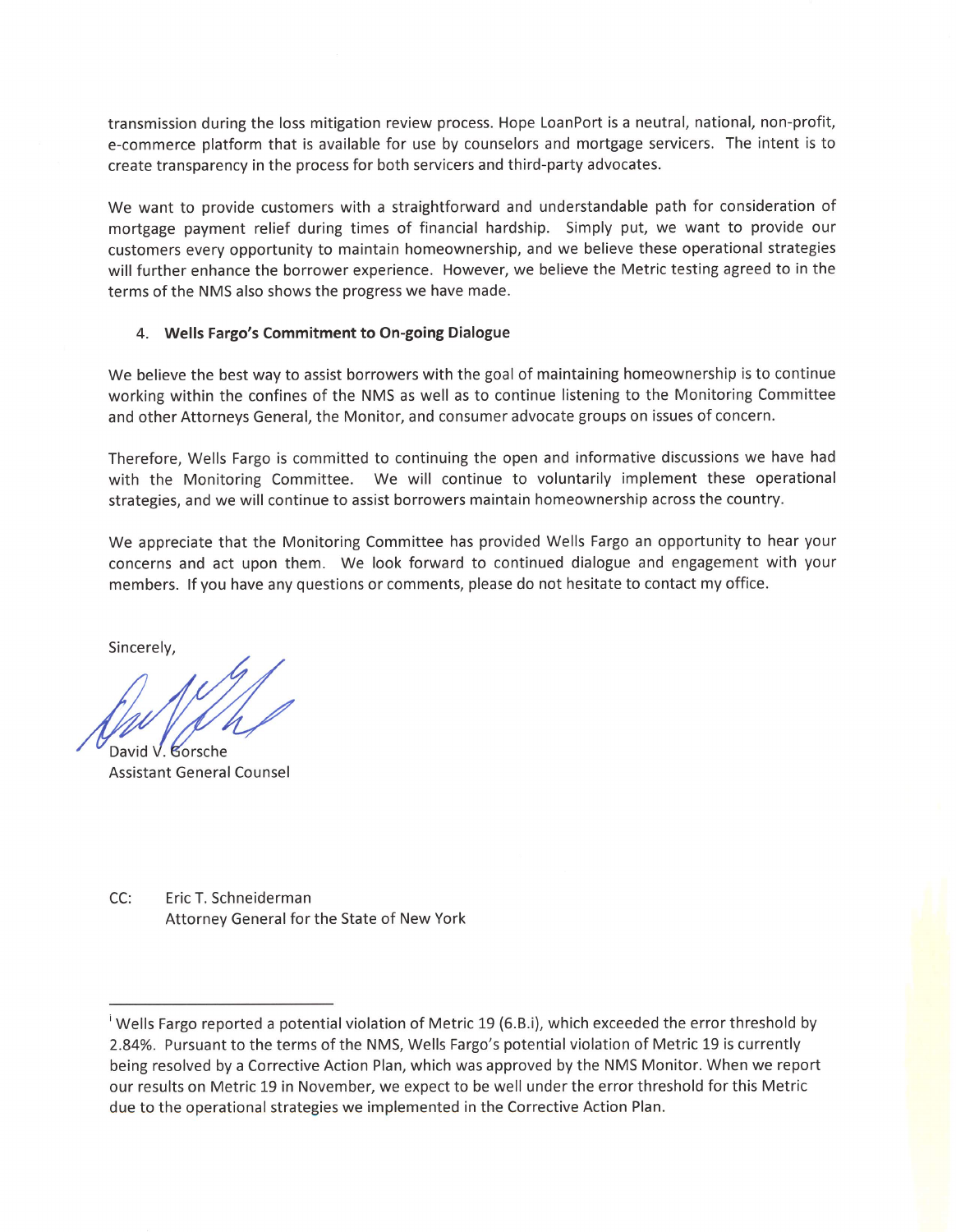transmission during the loss mitigation review process. Hope LoanPort is a neutral, national, non-profit, e-commerce platform that is available for use by counselors and mortgage servicers. The intent is to create transparency in the process for both servicers and third-party advocates.

We want to provide customers with a straightforward and understandable path for consideration of mortgage payment relief during times of financial hardship. Simply put, we want to provide our customers every opportunity to maintain homeownership, and we believe these operational strategies will further enhance the borrower experience. However, we believe the Metric testing agreed to in the terms of the NMS also shows the progress we have made.

4. **Wells Fargo's Commitment to On-going Dialogue**

We believe the best way to assist borrowers with the goal of maintaining homeownership is to continue working within the confines of the NMS as well as to continue listening to the Monitoring Committee and other Attorneys General, the Monitor, and consumer advocate groups on issues of concern.

Therefore, Wells Fargo is committed to continuing the open and informative discussions we have had with the Monitoring Committee. We will continue to voluntarily implement these operational strategies, and we will continue to assist borrowers maintain homeownership across the country.

We appreciate that the Monitoring Committee has provided Wells Fargo an opportunity to hear your concerns and act upon them. We look forward to continued dialogue and engagement with your members. If you have any questions or comments, please do not hesitate to contact my office.

Sincerely,

David V. Gorsche
Assistant General Counsel

CC: Eric T. Schneiderman
Attorney General for the State of New York

---

[i] Wells Fargo reported a potential violation of Metric 19 (6.B.i), which exceeded the error threshold by 2.84%. Pursuant to the terms of the NMS, Wells Fargo's potential violation of Metric 19 is currently being resolved by a Corrective Action Plan, which was approved by the NMS Monitor. When we report our results on Metric 19 in November, we expect to be well under the error threshold for this Metric due to the operational strategies we implemented in the Corrective Action Plan.